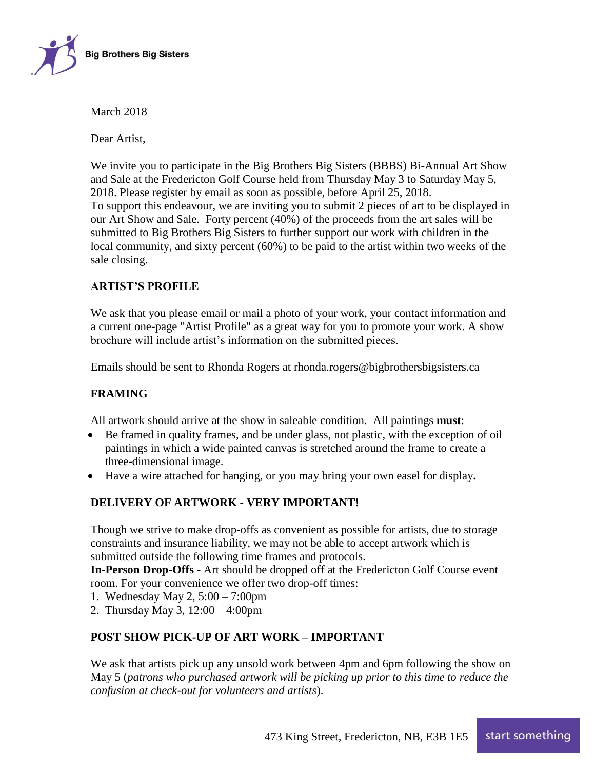Big Brothers Big Sisters

March 2018

Dear Artist,

We invite you to participate in the Big Brothers Big Sisters (BBBS) Bi-Annual Art Show and Sale at the Fredericton Golf Course held from Thursday May 3 to Saturday May 5, 2018. Please register by email as soon as possible, before April 25, 2018.
To support this endeavour, we are inviting you to submit 2 pieces of art to be displayed in our Art Show and Sale. Forty percent (40%) of the proceeds from the art sales will be submitted to Big Brothers Big Sisters to further support our work with children in the local community, and sixty percent (60%) to be paid to the artist within <u>two weeks of the sale closing.</u>

## ARTIST'S PROFILE

We ask that you please email or mail a photo of your work, your contact information and a current one-page "Artist Profile" as a great way for you to promote your work. A show brochure will include artist's information on the submitted pieces.

Emails should be sent to Rhonda Rogers at rhonda.rogers@bigbrothersbigsisters.ca

## FRAMING

All artwork should arrive at the show in saleable condition. All paintings **must**:

- Be framed in quality frames, and be under glass, not plastic, with the exception of oil paintings in which a wide painted canvas is stretched around the frame to create a three-dimensional image.
- Have a wire attached for hanging, or you may bring your own easel for display.

## DELIVERY OF ARTWORK - VERY IMPORTANT!

Though we strive to make drop-offs as convenient as possible for artists, due to storage constraints and insurance liability, we may not be able to accept artwork which is submitted outside the following time frames and protocols.
**In-Person Drop-Offs** - Art should be dropped off at the Fredericton Golf Course event room. For your convenience we offer two drop-off times:

1. Wednesday May 2, 5:00 – 7:00pm
2. Thursday May 3, 12:00 – 4:00pm

## POST SHOW PICK-UP OF ART WORK – IMPORTANT

We ask that artists pick up any unsold work between 4pm and 6pm following the show on May 5 (*patrons who purchased artwork will be picking up prior to this time to reduce the confusion at check-out for volunteers and artists*).

473 King Street, Fredericton, NB, E3B 1E5 start something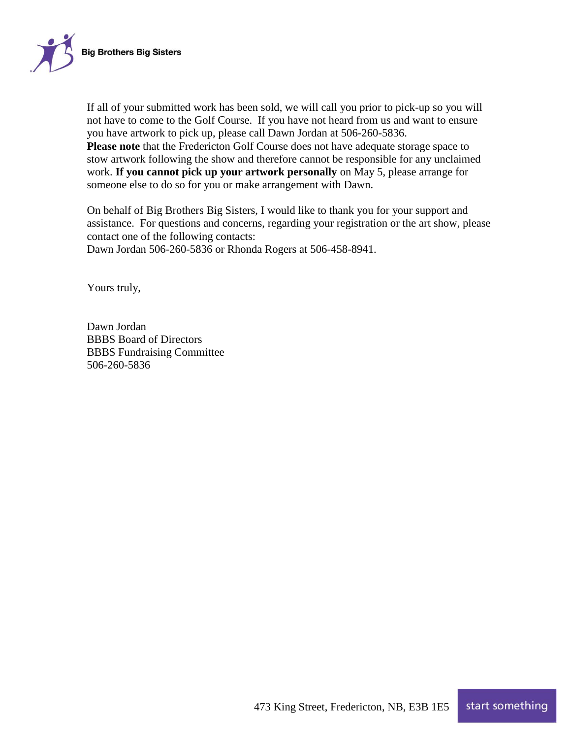If all of your submitted work has been sold, we will call you prior to pick-up so you will not have to come to the Golf Course. If you have not heard from us and want to ensure you have artwork to pick up, please call Dawn Jordan at 506-260-5836.
**Please note** that the Fredericton Golf Course does not have adequate storage space to stow artwork following the show and therefore cannot be responsible for any unclaimed work. **If you cannot pick up your artwork personally** on May 5, please arrange for someone else to do so for you or make arrangement with Dawn.

On behalf of Big Brothers Big Sisters, I would like to thank you for your support and assistance. For questions and concerns, regarding your registration or the art show, please contact one of the following contacts:
Dawn Jordan 506-260-5836 or Rhonda Rogers at 506-458-8941.

Yours truly,

Dawn Jordan
BBBS Board of Directors
BBBS Fundraising Committee
506-260-5836

473 King Street, Fredericton, NB, E3B 1E5